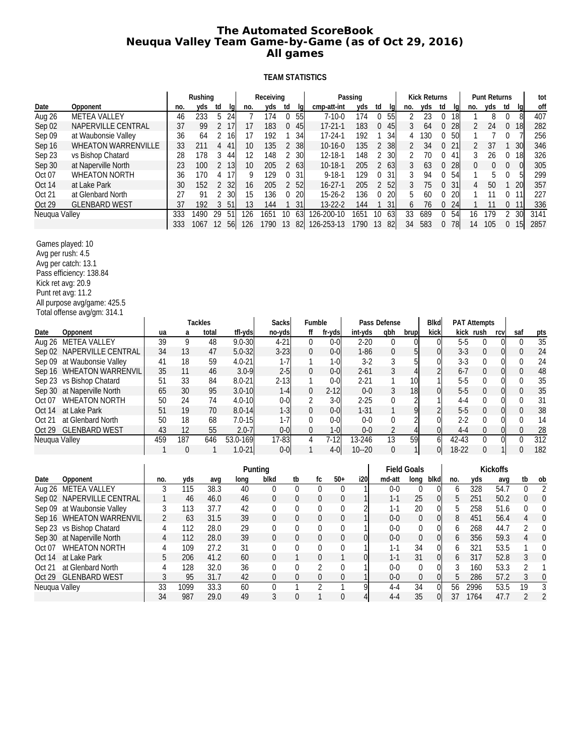# The Automated ScoreBook
# Neuqua Valley Team Game-by-Game (as of Oct 29, 2016)
# All games

## TEAM STATISTICS

| | | Rushing | | | | Receiving | | | | Passing | | | | Kick Returns | | | | Punt Returns | | | | tot |
|---|---|---|---|---|---|---|---|---|---|---|---|---|---|---|---|---|---|---|---|---|---|---|
| Date | Opponent | no. | yds | td | lg | no. | yds | td | lg | cmp-att-int | yds | td | lg | no. | yds | td | lg | no. | yds | td | lg | off |
| Aug 26 | METEA VALLEY | 46 | 233 | 5 | 24 | 7 | 174 | 0 | 55 | 7-10-0 | 174 | 0 | 55 | 2 | 23 | 0 | 18 | 1 | 8 | 0 | 8 | 407 |
| Sep 02 | NAPERVILLE CENTRAL | 37 | 99 | 2 | 17 | 17 | 183 | 0 | 45 | 17-21-1 | 183 | 0 | 45 | 3 | 64 | 0 | 28 | 2 | 24 | 0 | 18 | 282 |
| Sep 09 | at Waubonsie Valley | 36 | 64 | 2 | 16 | 17 | 192 | 1 | 34 | 17-24-1 | 192 | 1 | 34 | 4 | 130 | 0 | 50 | 1 | 7 | 0 | 7 | 256 |
| Sep 16 | WHEATON WARRENVILLE | 33 | 211 | 4 | 41 | 10 | 135 | 2 | 38 | 10-16-0 | 135 | 2 | 38 | 2 | 34 | 0 | 21 | 2 | 37 | 1 | 30 | 346 |
| Sep 23 | vs Bishop Chatard | 28 | 178 | 3 | 44 | 12 | 148 | 2 | 30 | 12-18-1 | 148 | 2 | 30 | 2 | 70 | 0 | 41 | 3 | 26 | 0 | 18 | 326 |
| Sep 30 | at Naperville North | 23 | 100 | 2 | 13 | 10 | 205 | 2 | 63 | 10-18-1 | 205 | 2 | 63 | 3 | 63 | 0 | 28 | 0 | 0 | 0 | 0 | 305 |
| Oct 07 | WHEATON NORTH | 36 | 170 | 4 | 17 | 9 | 129 | 0 | 31 | 9-18-1 | 129 | 0 | 31 | 3 | 94 | 0 | 54 | 1 | 5 | 0 | 5 | 299 |
| Oct 14 | at Lake Park | 30 | 152 | 2 | 32 | 16 | 205 | 2 | 52 | 16-27-1 | 205 | 2 | 52 | 3 | 75 | 0 | 31 | 4 | 50 | 1 | 20 | 357 |
| Oct 21 | at Glenbard North | 27 | 91 | 2 | 30 | 15 | 136 | 0 | 20 | 15-26-2 | 136 | 0 | 20 | 5 | 60 | 0 | 20 | 1 | 11 | 0 | 11 | 227 |
| Oct 29 | GLENBARD WEST | 37 | 192 | 3 | 51 | 13 | 144 | 1 | 31 | 13-22-2 | 144 | 1 | 31 | 6 | 76 | 0 | 24 | 1 | 11 | 0 | 11 | 336 |
| Neuqua Valley | | 333 | 1490 | 29 | 51 | 126 | 1651 | 10 | 63 | 126-200-10 | 1651 | 10 | 63 | 33 | 689 | 0 | 54 | 16 | 179 | 2 | 30 | 3141 |
| | | 333 | 1067 | 12 | 56 | 126 | 1790 | 13 | 82 | 126-253-13 | 1790 | 13 | 82 | 34 | 583 | 0 | 78 | 14 | 105 | 0 | 15 | 2857 |

Games played: 10
Avg per rush: 4.5
Avg per catch: 13.1
Pass efficiency: 138.84
Kick ret avg: 20.9
Punt ret avg: 11.2
All purpose avg/game: 425.5
Total offense avg/gm: 314.1

| | | Tackles | | | | Sacks | Fumble | | Pass Defense | | | Blkd | PAT Attempts | | | | |
|---|---|---|---|---|---|---|---|---|---|---|---|---|---|---|---|---|---|
| Date | Opponent | ua | a | total | tfl-yds | no-yds | ff | fr-yds | int-yds | qbh | brup | kick | kick | rush | rcv | saf | pts |
| Aug 26 | METEA VALLEY | 39 | 9 | 48 | 9.0-30 | 4-21 | 0 | 0-0 | 2-20 | 0 | 0 | 0 | 5-5 | 0 | 0 | 0 | 35 |
| Sep 02 | NAPERVILLE CENTRAL | 34 | 13 | 47 | 5.0-32 | 3-23 | 0 | 0-0 | 1-86 | 0 | 5 | 0 | 3-3 | 0 | 0 | 0 | 24 |
| Sep 09 | at Waubonsie Valley | 41 | 18 | 59 | 4.0-21 | 1-7 | 1 | 1-0 | 3-2 | 3 | 5 | 0 | 3-3 | 0 | 0 | 0 | 24 |
| Sep 16 | WHEATON WARRENVIL | 35 | 11 | 46 | 3.0-9 | 2-5 | 0 | 0-0 | 2-61 | 3 | 4 | 2 | 6-7 | 0 | 0 | 0 | 48 |
| Sep 23 | vs Bishop Chatard | 51 | 33 | 84 | 8.0-21 | 2-13 | 1 | 0-0 | 2-21 | 1 | 10 | 1 | 5-5 | 0 | 0 | 0 | 35 |
| Sep 30 | at Naperville North | 65 | 30 | 95 | 3.0-10 | 1-4 | 0 | 2-12 | 0-0 | 3 | 18 | 0 | 5-5 | 0 | 0 | 0 | 35 |
| Oct 07 | WHEATON NORTH | 50 | 24 | 74 | 4.0-10 | 0-0 | 2 | 3-0 | 2-25 | 0 | 2 | 1 | 4-4 | 0 | 0 | 0 | 31 |
| Oct 14 | at Lake Park | 51 | 19 | 70 | 8.0-14 | 1-3 | 0 | 0-0 | 1-31 | 1 | 9 | 2 | 5-5 | 0 | 0 | 0 | 38 |
| Oct 21 | at Glenbard North | 50 | 18 | 68 | 7.0-15 | 1-7 | 0 | 0-0 | 0-0 | 0 | 2 | 0 | 2-2 | 0 | 0 | 0 | 14 |
| Oct 29 | GLENBARD WEST | 43 | 12 | 55 | 2.0-7 | 0-0 | 0 | 1-0 | 0-0 | 2 | 4 | 0 | 4-4 | 0 | 0 | 0 | 28 |
| Neuqua Valley | | 459 | 187 | 646 | 53.0-169 | 17-83 | 4 | 7-12 | 13-246 | 13 | 59 | 6 | 42-43 | 0 | 0 | 0 | 312 |
| | | 1 | 0 | 1 | 1.0-21 | 0-0 | 1 | 4-0 | 10--20 | 0 | 1 | 0 | 18-22 | 0 | 1 | 0 | 182 |

| | | Punting | | | | | | | | | Field Goals | | | Kickoffs | | | | |
|---|---|---|---|---|---|---|---|---|---|---|---|---|---|---|---|---|---|---|
| Date | Opponent | no. | yds | avg | long | blkd | tb | fc | 50+ | i20 | md-att | long | blkd | no. | yds | avg | tb | ob |
| Aug 26 | METEA VALLEY | 3 | 115 | 38.3 | 40 | 0 | 0 | 0 | 0 | 1 | 0-0 | 0 | 0 | 6 | 328 | 54.7 | 0 | 2 |
| Sep 02 | NAPERVILLE CENTRAL | 1 | 46 | 46.0 | 46 | 0 | 0 | 0 | 0 | 1 | 1-1 | 25 | 0 | 5 | 251 | 50.2 | 0 | 0 |
| Sep 09 | at Waubonsie Valley | 3 | 113 | 37.7 | 42 | 0 | 0 | 0 | 0 | 2 | 1-1 | 20 | 0 | 5 | 258 | 51.6 | 0 | 0 |
| Sep 16 | WHEATON WARRENVIL | 2 | 63 | 31.5 | 39 | 0 | 0 | 0 | 0 | 1 | 0-0 | 0 | 0 | 8 | 451 | 56.4 | 4 | 0 |
| Sep 23 | vs Bishop Chatard | 4 | 112 | 28.0 | 29 | 0 | 0 | 0 | 0 | 1 | 0-0 | 0 | 0 | 6 | 268 | 44.7 | 2 | 0 |
| Sep 30 | at Naperville North | 4 | 112 | 28.0 | 39 | 0 | 0 | 0 | 0 | 0 | 0-0 | 0 | 0 | 6 | 356 | 59.3 | 4 | 0 |
| Oct 07 | WHEATON NORTH | 4 | 109 | 27.2 | 31 | 0 | 0 | 0 | 0 | 1 | 1-1 | 34 | 0 | 6 | 321 | 53.5 | 1 | 0 |
| Oct 14 | at Lake Park | 5 | 206 | 41.2 | 60 | 0 | 1 | 0 | 1 | 0 | 1-1 | 31 | 0 | 6 | 317 | 52.8 | 3 | 0 |
| Oct 21 | at Glenbard North | 4 | 128 | 32.0 | 36 | 0 | 0 | 2 | 0 | 1 | 0-0 | 0 | 0 | 3 | 160 | 53.3 | 2 | 1 |
| Oct 29 | GLENBARD WEST | 3 | 95 | 31.7 | 42 | 0 | 0 | 0 | 0 | 1 | 0-0 | 0 | 0 | 5 | 286 | 57.2 | 3 | 0 |
| Neuqua Valley | | 33 | 1099 | 33.3 | 60 | 0 | 1 | 2 | 1 | 9 | 4-4 | 34 | 0 | 56 | 2996 | 53.5 | 19 | 3 |
| | | 34 | 987 | 29.0 | 49 | 3 | 0 | 1 | 0 | 4 | 4-4 | 35 | 0 | 37 | 1764 | 47.7 | 2 | 2 |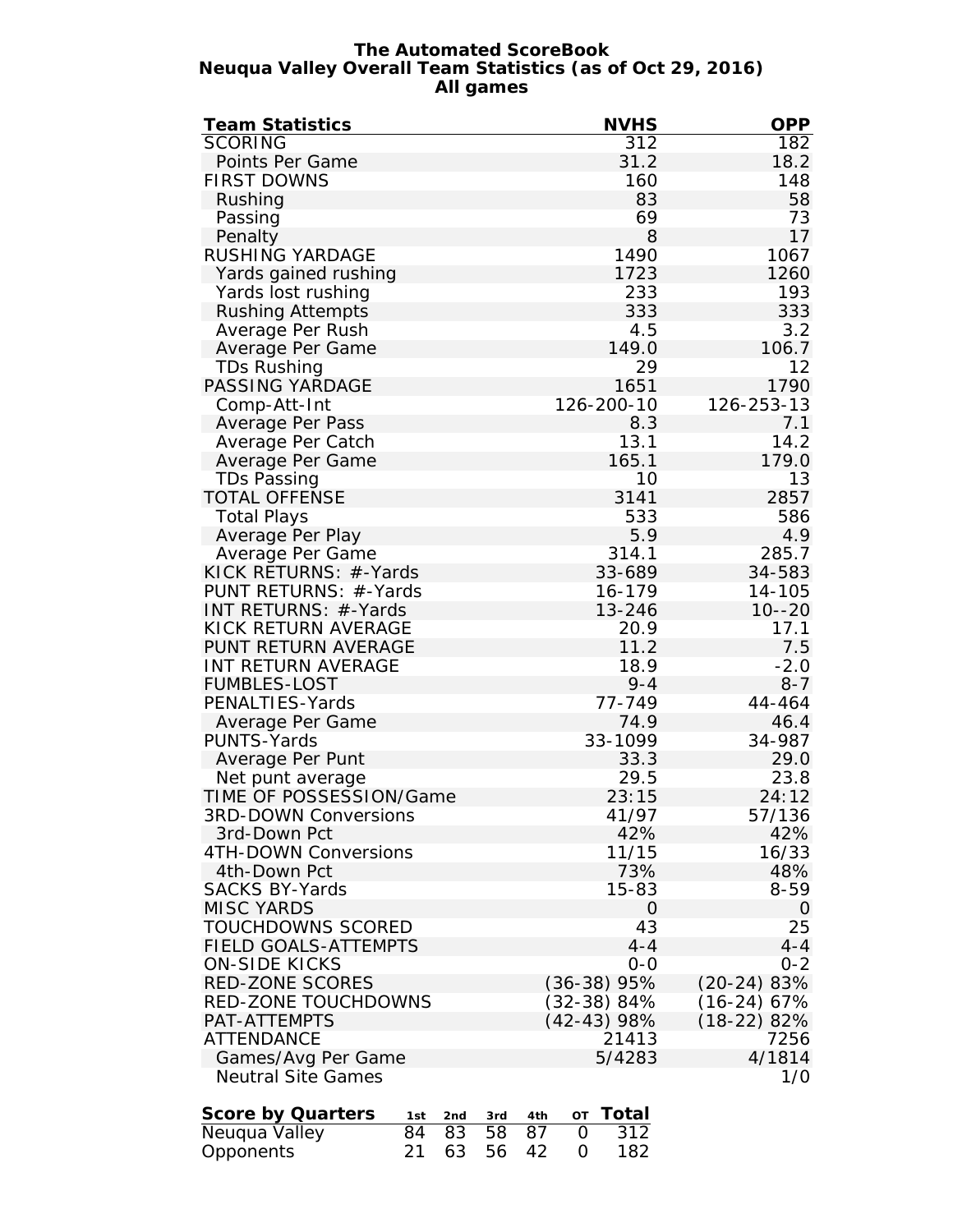**The Automated ScoreBook**
**Neuqua Valley Overall Team Statistics (as of Oct 29, 2016)**
**All games**

| Team Statistics | NVHS | OPP |
|---|---|---|
| SCORING | 312 | 182 |
| Points Per Game | 31.2 | 18.2 |
| FIRST DOWNS | 160 | 148 |
| Rushing | 83 | 58 |
| Passing | 69 | 73 |
| Penalty | 8 | 17 |
| RUSHING YARDAGE | 1490 | 1067 |
| Yards gained rushing | 1723 | 1260 |
| Yards lost rushing | 233 | 193 |
| Rushing Attempts | 333 | 333 |
| Average Per Rush | 4.5 | 3.2 |
| Average Per Game | 149.0 | 106.7 |
| TDs Rushing | 29 | 12 |
| PASSING YARDAGE | 1651 | 1790 |
| Comp-Att-Int | 126-200-10 | 126-253-13 |
| Average Per Pass | 8.3 | 7.1 |
| Average Per Catch | 13.1 | 14.2 |
| Average Per Game | 165.1 | 179.0 |
| TDs Passing | 10 | 13 |
| TOTAL OFFENSE | 3141 | 2857 |
| Total Plays | 533 | 586 |
| Average Per Play | 5.9 | 4.9 |
| Average Per Game | 314.1 | 285.7 |
| KICK RETURNS: #-Yards | 33-689 | 34-583 |
| PUNT RETURNS: #-Yards | 16-179 | 14-105 |
| INT RETURNS: #-Yards | 13-246 | 10--20 |
| KICK RETURN AVERAGE | 20.9 | 17.1 |
| PUNT RETURN AVERAGE | 11.2 | 7.5 |
| INT RETURN AVERAGE | 18.9 | -2.0 |
| FUMBLES-LOST | 9-4 | 8-7 |
| PENALTIES-Yards | 77-749 | 44-464 |
| Average Per Game | 74.9 | 46.4 |
| PUNTS-Yards | 33-1099 | 34-987 |
| Average Per Punt | 33.3 | 29.0 |
| Net punt average | 29.5 | 23.8 |
| TIME OF POSSESSION/Game | 23:15 | 24:12 |
| 3RD-DOWN Conversions | 41/97 | 57/136 |
| 3rd-Down Pct | 42% | 42% |
| 4TH-DOWN Conversions | 11/15 | 16/33 |
| 4th-Down Pct | 73% | 48% |
| SACKS BY-Yards | 15-83 | 8-59 |
| MISC YARDS | 0 | 0 |
| TOUCHDOWNS SCORED | 43 | 25 |
| FIELD GOALS-ATTEMPTS | 4-4 | 4-4 |
| ON-SIDE KICKS | 0-0 | 0-2 |
| RED-ZONE SCORES | (36-38) 95% | (20-24) 83% |
| RED-ZONE TOUCHDOWNS | (32-38) 84% | (16-24) 67% |
| PAT-ATTEMPTS | (42-43) 98% | (18-22) 82% |
| ATTENDANCE | 21413 | 7256 |
| Games/Avg Per Game | 5/4283 | 4/1814 |
| Neutral Site Games | | 1/0 |

| Score by Quarters | 1st | 2nd | 3rd | 4th | OT | Total |
|---|---|---|---|---|---|---|
| Neuqua Valley | 84 | 83 | 58 | 87 | 0 | 312 |
| Opponents | 21 | 63 | 56 | 42 | 0 | 182 |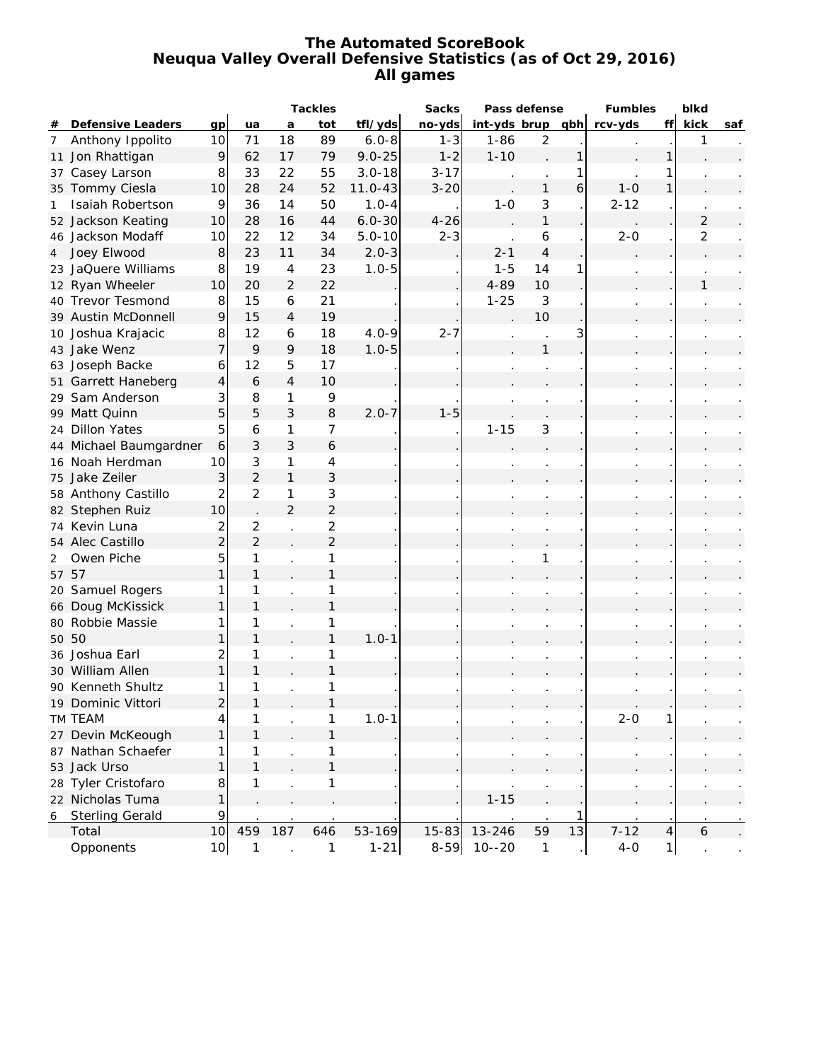# The Automated ScoreBook
## Neuqua Valley Overall Defensive Statistics (as of Oct 29, 2016)
### All games

| # | Defensive Leaders | gp | Tackles ua | a | tot | tfl/yds | Sacks no-yds | Pass defense int-yds | brup | qbh | Fumbles rcv-yds | ff | blkd kick | saf |
|---|---|---|---|---|---|---|---|---|---|---|---|---|---|---|
| 7 | Anthony Ippolito | 10 | 71 | 18 | 89 | 6.0-8 | 1-3 | 1-86 | 2 | . | . | . | 1 | . |
| 11 | Jon Rhattigan | 9 | 62 | 17 | 79 | 9.0-25 | 1-2 | 1-10 | . | 1 | . | 1 | . | . |
| 37 | Casey Larson | 8 | 33 | 22 | 55 | 3.0-18 | 3-17 | . | . | 1 | . | 1 | . | . |
| 35 | Tommy Ciesla | 10 | 28 | 24 | 52 | 11.0-43 | 3-20 | . | 1 | 6 | 1-0 | 1 | . | . |
| 1 | Isaiah Robertson | 9 | 36 | 14 | 50 | 1.0-4 | . | 1-0 | 3 | . | 2-12 | . | . | . |
| 52 | Jackson Keating | 10 | 28 | 16 | 44 | 6.0-30 | 4-26 | . | 1 | . | . | . | 2 | . |
| 46 | Jackson Modaff | 10 | 22 | 12 | 34 | 5.0-10 | 2-3 | . | 6 | . | 2-0 | . | 2 | . |
| 4 | Joey Elwood | 8 | 23 | 11 | 34 | 2.0-3 | . | 2-1 | 4 | . | . | . | . | . |
| 23 | JaQuere Williams | 8 | 19 | 4 | 23 | 1.0-5 | . | 1-5 | 14 | 1 | . | . | . | . |
| 12 | Ryan Wheeler | 10 | 20 | 2 | 22 | . | . | 4-89 | 10 | . | . | . | 1 | . |
| 40 | Trevor Tesmond | 8 | 15 | 6 | 21 | . | . | 1-25 | 3 | . | . | . | . | . |
| 39 | Austin McDonnell | 9 | 15 | 4 | 19 | . | . | . | 10 | . | . | . | . | . |
| 10 | Joshua Krajacic | 8 | 12 | 6 | 18 | 4.0-9 | 2-7 | . | . | 3 | . | . | . | . |
| 43 | Jake Wenz | 7 | 9 | 9 | 18 | 1.0-5 | . | . | 1 | . | . | . | . | . |
| 63 | Joseph Backe | 6 | 12 | 5 | 17 | . | . | . | . | . | . | . | . | . |
| 51 | Garrett Haneberg | 4 | 6 | 4 | 10 | . | . | . | . | . | . | . | . | . |
| 29 | Sam Anderson | 3 | 8 | 1 | 9 | . | . | . | . | . | . | . | . | . |
| 99 | Matt Quinn | 5 | 5 | 3 | 8 | 2.0-7 | 1-5 | . | . | . | . | . | . | . |
| 24 | Dillon Yates | 5 | 6 | 1 | 7 | . | . | 1-15 | 3 | . | . | . | . | . |
| 44 | Michael Baumgardner | 6 | 3 | 3 | 6 | . | . | . | . | . | . | . | . | . |
| 16 | Noah Herdman | 10 | 3 | 1 | 4 | . | . | . | . | . | . | . | . | . |
| 75 | Jake Zeiler | 3 | 2 | 1 | 3 | . | . | . | . | . | . | . | . | . |
| 58 | Anthony Castillo | 2 | 2 | 1 | 3 | . | . | . | . | . | . | . | . | . |
| 82 | Stephen Ruiz | 10 | . | 2 | 2 | . | . | . | . | . | . | . | . | . |
| 74 | Kevin Luna | 2 | 2 | . | 2 | . | . | . | . | . | . | . | . | . |
| 54 | Alec Castillo | 2 | 2 | . | 2 | . | . | . | . | . | . | . | . | . |
| 2 | Owen Piche | 5 | 1 | . | 1 | . | . | . | 1 | . | . | . | . | . |
| 57 | 57 | 1 | 1 | . | 1 | . | . | . | . | . | . | . | . | . |
| 20 | Samuel Rogers | 1 | 1 | . | 1 | . | . | . | . | . | . | . | . | . |
| 66 | Doug McKissick | 1 | 1 | . | 1 | . | . | . | . | . | . | . | . | . |
| 80 | Robbie Massie | 1 | 1 | . | 1 | . | . | . | . | . | . | . | . | . |
| 50 | 50 | 1 | 1 | . | 1 | 1.0-1 | . | . | . | . | . | . | . | . |
| 36 | Joshua Earl | 2 | 1 | . | 1 | . | . | . | . | . | . | . | . | . |
| 30 | William Allen | 1 | 1 | . | 1 | . | . | . | . | . | . | . | . | . |
| 90 | Kenneth Shultz | 1 | 1 | . | 1 | . | . | . | . | . | . | . | . | . |
| 19 | Dominic Vittori | 2 | 1 | . | 1 | . | . | . | . | . | . | . | . | . |
| TM | TEAM | 4 | 1 | . | 1 | 1.0-1 | . | . | . | . | 2-0 | 1 | . | . |
| 27 | Devin McKeough | 1 | 1 | . | 1 | . | . | . | . | . | . | . | . | . |
| 87 | Nathan Schaefer | 1 | 1 | . | 1 | . | . | . | . | . | . | . | . | . |
| 53 | Jack Urso | 1 | 1 | . | 1 | . | . | . | . | . | . | . | . | . |
| 28 | Tyler Cristofaro | 8 | 1 | . | 1 | . | . | . | . | . | . | . | . | . |
| 22 | Nicholas Tuma | 1 | . | . | . | . | . | 1-15 | . | . | . | . | . | . |
| 6 | Sterling Gerald | 9 | . | . | . | . | . | . | . | 1 | . | . | . | . |
| | Total | 10 | 459 | 187 | 646 | 53-169 | 15-83 | 13-246 | 59 | 13 | 7-12 | 4 | 6 | . |
| | Opponents | 10 | 1 | . | 1 | 1-21 | 8-59 | 10--20 | 1 | . | 4-0 | 1 | . | . |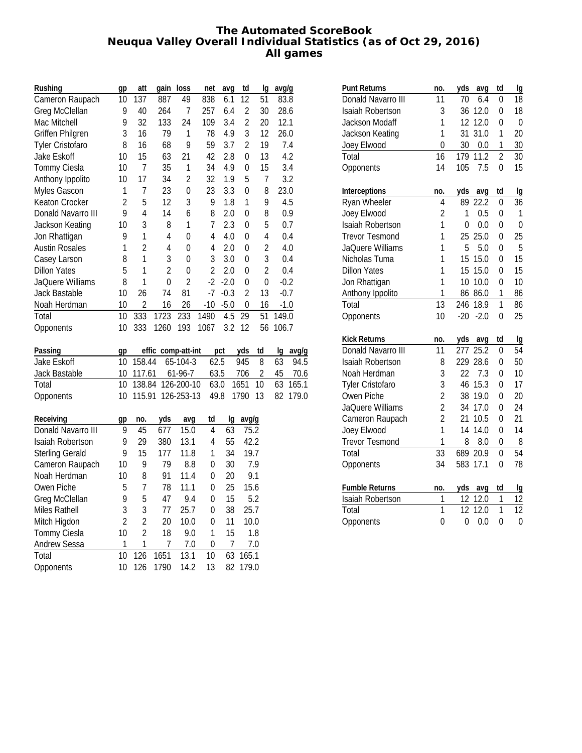# The Automated ScoreBook
## Neuqua Valley Overall Individual Statistics (as of Oct 29, 2016)
### All games

| Rushing | gp | att | gain | loss | net | avg | td | lg | avg/g |
|---|---|---|---|---|---|---|---|---|---|
| Cameron Raupach | 10 | 137 | 887 | 49 | 838 | 6.1 | 12 | 51 | 83.8 |
| Greg McClellan | 9 | 40 | 264 | 7 | 257 | 6.4 | 2 | 30 | 28.6 |
| Mac Mitchell | 9 | 32 | 133 | 24 | 109 | 3.4 | 2 | 20 | 12.1 |
| Griffen Philgren | 3 | 16 | 79 | 1 | 78 | 4.9 | 3 | 12 | 26.0 |
| Tyler Cristofaro | 8 | 16 | 68 | 9 | 59 | 3.7 | 2 | 19 | 7.4 |
| Jake Eskoff | 10 | 15 | 63 | 21 | 42 | 2.8 | 0 | 13 | 4.2 |
| Tommy Ciesla | 10 | 7 | 35 | 1 | 34 | 4.9 | 0 | 15 | 3.4 |
| Anthony Ippolito | 10 | 17 | 34 | 2 | 32 | 1.9 | 5 | 7 | 3.2 |
| Myles Gascon | 1 | 7 | 23 | 0 | 23 | 3.3 | 0 | 8 | 23.0 |
| Keaton Crocker | 2 | 5 | 12 | 3 | 9 | 1.8 | 1 | 9 | 4.5 |
| Donald Navarro III | 9 | 4 | 14 | 6 | 8 | 2.0 | 0 | 8 | 0.9 |
| Jackson Keating | 10 | 3 | 8 | 1 | 7 | 2.3 | 0 | 5 | 0.7 |
| Jon Rhattigan | 9 | 1 | 4 | 0 | 4 | 4.0 | 0 | 4 | 0.4 |
| Austin Rosales | 1 | 2 | 4 | 0 | 4 | 2.0 | 0 | 2 | 4.0 |
| Casey Larson | 8 | 1 | 3 | 0 | 3 | 3.0 | 0 | 3 | 0.4 |
| Dillon Yates | 5 | 1 | 2 | 0 | 2 | 2.0 | 0 | 2 | 0.4 |
| JaQuere Williams | 8 | 1 | 0 | 2 | -2 | -2.0 | 0 | 0 | -0.2 |
| Jack Bastable | 10 | 26 | 74 | 81 | -7 | -0.3 | 2 | 13 | -0.7 |
| Noah Herdman | 10 | 2 | 16 | 26 | -10 | -5.0 | 0 | 16 | -1.0 |
| Total | 10 | 333 | 1723 | 233 | 1490 | 4.5 | 29 | 51 | 149.0 |
| Opponents | 10 | 333 | 1260 | 193 | 1067 | 3.2 | 12 | 56 | 106.7 |

| Passing | gp | effic | comp-att-int | pct | yds | td | lg | avg/g |
|---|---|---|---|---|---|---|---|---|
| Jake Eskoff | 10 | 158.44 | 65-104-3 | 62.5 | 945 | 8 | 63 | 94.5 |
| Jack Bastable | 10 | 117.61 | 61-96-7 | 63.5 | 706 | 2 | 45 | 70.6 |
| Total | 10 | 138.84 | 126-200-10 | 63.0 | 1651 | 10 | 63 | 165.1 |
| Opponents | 10 | 115.91 | 126-253-13 | 49.8 | 1790 | 13 | 82 | 179.0 |

| Receiving | gp | no. | yds | avg | td | lg | avg/g |
|---|---|---|---|---|---|---|---|
| Donald Navarro III | 9 | 45 | 677 | 15.0 | 4 | 63 | 75.2 |
| Isaiah Robertson | 9 | 29 | 380 | 13.1 | 4 | 55 | 42.2 |
| Sterling Gerald | 9 | 15 | 177 | 11.8 | 1 | 34 | 19.7 |
| Cameron Raupach | 10 | 9 | 79 | 8.8 | 0 | 30 | 7.9 |
| Noah Herdman | 10 | 8 | 91 | 11.4 | 0 | 20 | 9.1 |
| Owen Piche | 5 | 7 | 78 | 11.1 | 0 | 25 | 15.6 |
| Greg McClellan | 9 | 5 | 47 | 9.4 | 0 | 15 | 5.2 |
| Miles Rathell | 3 | 3 | 77 | 25.7 | 0 | 38 | 25.7 |
| Mitch Higdon | 2 | 2 | 20 | 10.0 | 0 | 11 | 10.0 |
| Tommy Ciesla | 10 | 2 | 18 | 9.0 | 1 | 15 | 1.8 |
| Andrew Sessa | 1 | 1 | 7 | 7.0 | 0 | 7 | 7.0 |
| Total | 10 | 126 | 1651 | 13.1 | 10 | 63 | 165.1 |
| Opponents | 10 | 126 | 1790 | 14.2 | 13 | 82 | 179.0 |

| Punt Returns | no. | yds | avg | td | lg |
|---|---|---|---|---|---|
| Donald Navarro III | 11 | 70 | 6.4 | 0 | 18 |
| Isaiah Robertson | 3 | 36 | 12.0 | 0 | 18 |
| Jackson Modaff | 1 | 12 | 12.0 | 0 | 0 |
| Jackson Keating | 1 | 31 | 31.0 | 1 | 20 |
| Joey Elwood | 0 | 30 | 0.0 | 1 | 30 |
| Total | 16 | 179 | 11.2 | 2 | 30 |
| Opponents | 14 | 105 | 7.5 | 0 | 15 |

| Interceptions | no. | yds | avg | td | lg |
|---|---|---|---|---|---|
| Ryan Wheeler | 4 | 89 | 22.2 | 0 | 36 |
| Joey Elwood | 2 | 1 | 0.5 | 0 | 1 |
| Isaiah Robertson | 1 | 0 | 0.0 | 0 | 0 |
| Trevor Tesmond | 1 | 25 | 25.0 | 0 | 25 |
| JaQuere Williams | 1 | 5 | 5.0 | 0 | 5 |
| Nicholas Tuma | 1 | 15 | 15.0 | 0 | 15 |
| Dillon Yates | 1 | 15 | 15.0 | 0 | 15 |
| Jon Rhattigan | 1 | 10 | 10.0 | 0 | 10 |
| Anthony Ippolito | 1 | 86 | 86.0 | 1 | 86 |
| Total | 13 | 246 | 18.9 | 1 | 86 |
| Opponents | 10 | -20 | -2.0 | 0 | 25 |

| Kick Returns | no. | yds | avg | td | lg |
|---|---|---|---|---|---|
| Donald Navarro III | 11 | 277 | 25.2 | 0 | 54 |
| Isaiah Robertson | 8 | 229 | 28.6 | 0 | 50 |
| Noah Herdman | 3 | 22 | 7.3 | 0 | 10 |
| Tyler Cristofaro | 3 | 46 | 15.3 | 0 | 17 |
| Owen Piche | 2 | 38 | 19.0 | 0 | 20 |
| JaQuere Williams | 2 | 34 | 17.0 | 0 | 24 |
| Cameron Raupach | 2 | 21 | 10.5 | 0 | 21 |
| Joey Elwood | 1 | 14 | 14.0 | 0 | 14 |
| Trevor Tesmond | 1 | 8 | 8.0 | 0 | 8 |
| Total | 33 | 689 | 20.9 | 0 | 54 |
| Opponents | 34 | 583 | 17.1 | 0 | 78 |

| Fumble Returns | no. | yds | avg | td | lg |
|---|---|---|---|---|---|
| Isaiah Robertson | 1 | 12 | 12.0 | 1 | 12 |
| Total | 1 | 12 | 12.0 | 1 | 12 |
| Opponents | 0 | 0 | 0.0 | 0 | 0 |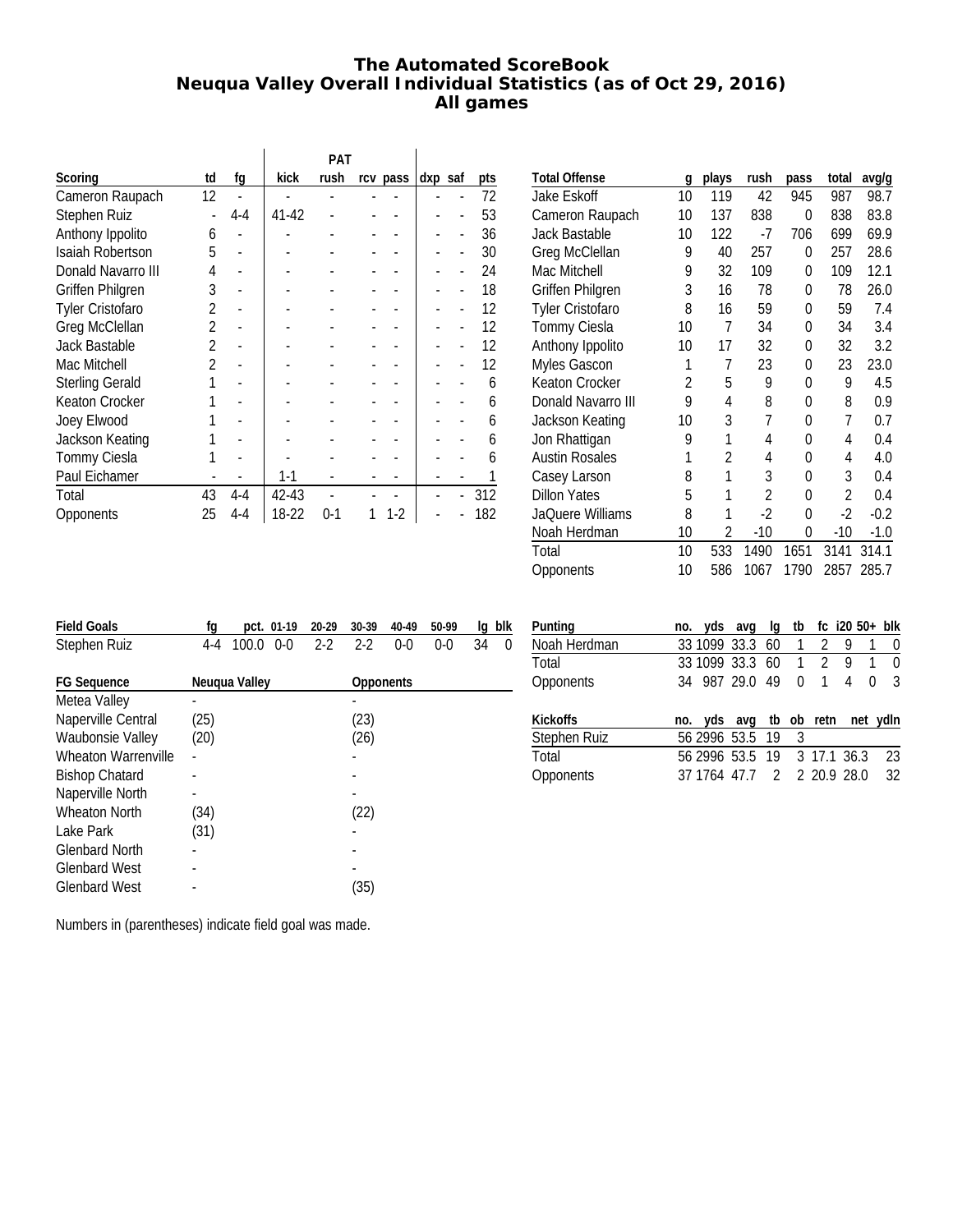# The Automated ScoreBook
## Neuqua Valley Overall Individual Statistics (as of Oct 29, 2016)
### All games

| Scoring | td | fg | PAT kick | PAT rush | PAT rcv | PAT pass | dxp | saf | pts |
|---|---|---|---|---|---|---|---|---|---|
| Cameron Raupach | 12 | - | - | - | - | - | - | - | 72 |
| Stephen Ruiz | - | 4-4 | 41-42 | - | - | - | - | - | 53 |
| Anthony Ippolito | 6 | - | - | - | - | - | - | - | 36 |
| Isaiah Robertson | 5 | - | - | - | - | - | - | - | 30 |
| Donald Navarro III | 4 | - | - | - | - | - | - | - | 24 |
| Griffen Philgren | 3 | - | - | - | - | - | - | - | 18 |
| Tyler Cristofaro | 2 | - | - | - | - | - | - | - | 12 |
| Greg McClellan | 2 | - | - | - | - | - | - | - | 12 |
| Jack Bastable | 2 | - | - | - | - | - | - | - | 12 |
| Mac Mitchell | 2 | - | - | - | - | - | - | - | 12 |
| Sterling Gerald | 1 | - | - | - | - | - | - | - | 6 |
| Keaton Crocker | 1 | - | - | - | - | - | - | - | 6 |
| Joey Elwood | 1 | - | - | - | - | - | - | - | 6 |
| Jackson Keating | 1 | - | - | - | - | - | - | - | 6 |
| Tommy Ciesla | 1 | - | - | - | - | - | - | - | 6 |
| Paul Eichamer | - | - | 1-1 | - | - | - | - | - | 1 |
| Total | 43 | 4-4 | 42-43 | - | - | - | - | - | 312 |
| Opponents | 25 | 4-4 | 18-22 | 0-1 | 1 | 1-2 | - | - | 182 |

| Total Offense | g | plays | rush | pass | total | avg/g |
|---|---|---|---|---|---|---|
| Jake Eskoff | 10 | 119 | 42 | 945 | 987 | 98.7 |
| Cameron Raupach | 10 | 137 | 838 | 0 | 838 | 83.8 |
| Jack Bastable | 10 | 122 | -7 | 706 | 699 | 69.9 |
| Greg McClellan | 9 | 40 | 257 | 0 | 257 | 28.6 |
| Mac Mitchell | 9 | 32 | 109 | 0 | 109 | 12.1 |
| Griffen Philgren | 3 | 16 | 78 | 0 | 78 | 26.0 |
| Tyler Cristofaro | 8 | 16 | 59 | 0 | 59 | 7.4 |
| Tommy Ciesla | 10 | 7 | 34 | 0 | 34 | 3.4 |
| Anthony Ippolito | 10 | 17 | 32 | 0 | 32 | 3.2 |
| Myles Gascon | 1 | 7 | 23 | 0 | 23 | 23.0 |
| Keaton Crocker | 2 | 5 | 9 | 0 | 9 | 4.5 |
| Donald Navarro III | 9 | 4 | 8 | 0 | 8 | 0.9 |
| Jackson Keating | 10 | 3 | 7 | 0 | 7 | 0.7 |
| Jon Rhattigan | 9 | 1 | 4 | 0 | 4 | 0.4 |
| Austin Rosales | 1 | 2 | 4 | 0 | 4 | 4.0 |
| Casey Larson | 8 | 1 | 3 | 0 | 3 | 0.4 |
| Dillon Yates | 5 | 1 | 2 | 0 | 2 | 0.4 |
| JaQuere Williams | 8 | 1 | -2 | 0 | -2 | -0.2 |
| Noah Herdman | 10 | 2 | -10 | 0 | -10 | -1.0 |
| Total | 10 | 533 | 1490 | 1651 | 3141 | 314.1 |
| Opponents | 10 | 586 | 1067 | 1790 | 2857 | 285.7 |

| Field Goals | fg | pct. | 01-19 | 20-29 | 30-39 | 40-49 | 50-99 | lg | blk |
|---|---|---|---|---|---|---|---|---|---|
| Stephen Ruiz | 4-4 | 100.0 | 0-0 | 2-2 | 2-2 | 0-0 | 0-0 | 34 | 0 |

| FG Sequence | Neuqua Valley | Opponents |
|---|---|---|
| Metea Valley | - | - |
| Naperville Central | (25) | (23) |
| Waubonsie Valley | (20) | (26) |
| Wheaton Warrenville | - | - |
| Bishop Chatard | - | - |
| Naperville North | - | - |
| Wheaton North | (34) | (22) |
| Lake Park | (31) | - |
| Glenbard North | - | - |
| Glenbard West | - | - |
| Glenbard West | - | (35) |

Numbers in (parentheses) indicate field goal was made.

| Punting | no. | yds | avg | lg | tb | fc | i20 | 50+ | blk |
|---|---|---|---|---|---|---|---|---|---|
| Noah Herdman | 33 | 1099 | 33.3 | 60 | 1 | 2 | 9 | 1 | 0 |
| Total | 33 | 1099 | 33.3 | 60 | 1 | 2 | 9 | 1 | 0 |
| Opponents | 34 | 987 | 29.0 | 49 | 0 | 1 | 4 | 0 | 3 |

| Kickoffs | no. | yds | avg | tb | ob | retn | net | ydln |
|---|---|---|---|---|---|---|---|---|
| Stephen Ruiz | 56 | 2996 | 53.5 | 19 | 3 | | | |
| Total | 56 | 2996 | 53.5 | 19 | 3 | 17.1 | 36.3 | 23 |
| Opponents | 37 | 1764 | 47.7 | 2 | 2 | 20.9 | 28.0 | 32 |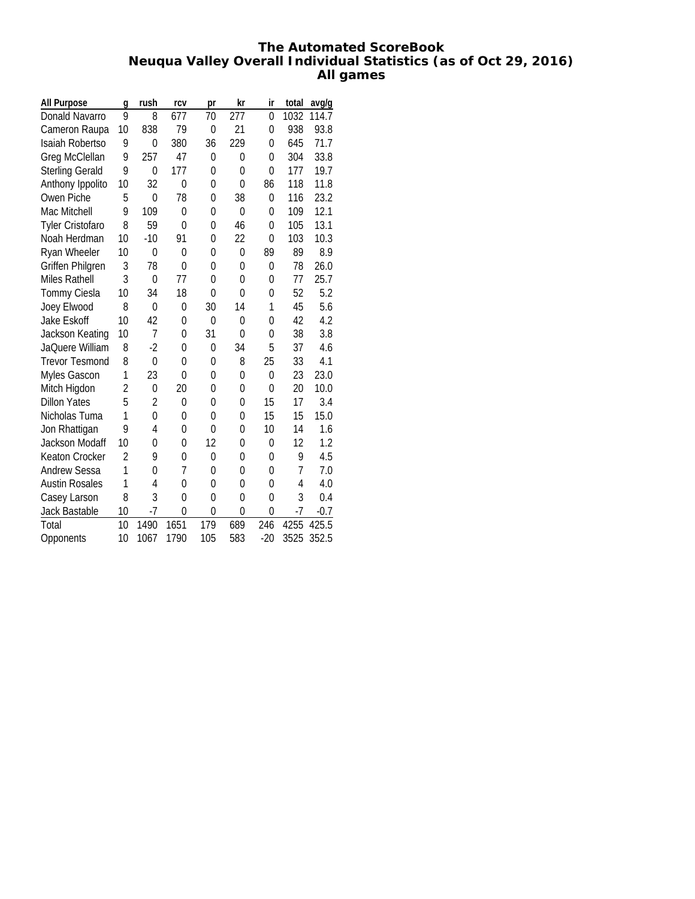# The Automated ScoreBook
## Neuqua Valley Overall Individual Statistics (as of Oct 29, 2016)
### All games

| All Purpose | g | rush | rcv | pr | kr | ir | total | avg/g |
|---|---|---|---|---|---|---|---|---|
| Donald Navarro | 9 | 8 | 677 | 70 | 277 | 0 | 1032 | 114.7 |
| Cameron Raupa | 10 | 838 | 79 | 0 | 21 | 0 | 938 | 93.8 |
| Isaiah Robertso | 9 | 0 | 380 | 36 | 229 | 0 | 645 | 71.7 |
| Greg McClellan | 9 | 257 | 47 | 0 | 0 | 0 | 304 | 33.8 |
| Sterling Gerald | 9 | 0 | 177 | 0 | 0 | 0 | 177 | 19.7 |
| Anthony Ippolito | 10 | 32 | 0 | 0 | 0 | 86 | 118 | 11.8 |
| Owen Piche | 5 | 0 | 78 | 0 | 38 | 0 | 116 | 23.2 |
| Mac Mitchell | 9 | 109 | 0 | 0 | 0 | 0 | 109 | 12.1 |
| Tyler Cristofaro | 8 | 59 | 0 | 0 | 46 | 0 | 105 | 13.1 |
| Noah Herdman | 10 | -10 | 91 | 0 | 22 | 0 | 103 | 10.3 |
| Ryan Wheeler | 10 | 0 | 0 | 0 | 0 | 89 | 89 | 8.9 |
| Griffen Philgren | 3 | 78 | 0 | 0 | 0 | 0 | 78 | 26.0 |
| Miles Rathell | 3 | 0 | 77 | 0 | 0 | 0 | 77 | 25.7 |
| Tommy Ciesla | 10 | 34 | 18 | 0 | 0 | 0 | 52 | 5.2 |
| Joey Elwood | 8 | 0 | 0 | 30 | 14 | 1 | 45 | 5.6 |
| Jake Eskoff | 10 | 42 | 0 | 0 | 0 | 0 | 42 | 4.2 |
| Jackson Keating | 10 | 7 | 0 | 31 | 0 | 0 | 38 | 3.8 |
| JaQuere William | 8 | -2 | 0 | 0 | 34 | 5 | 37 | 4.6 |
| Trevor Tesmond | 8 | 0 | 0 | 0 | 8 | 25 | 33 | 4.1 |
| Myles Gascon | 1 | 23 | 0 | 0 | 0 | 0 | 23 | 23.0 |
| Mitch Higdon | 2 | 0 | 20 | 0 | 0 | 0 | 20 | 10.0 |
| Dillon Yates | 5 | 2 | 0 | 0 | 0 | 15 | 17 | 3.4 |
| Nicholas Tuma | 1 | 0 | 0 | 0 | 0 | 15 | 15 | 15.0 |
| Jon Rhattigan | 9 | 4 | 0 | 0 | 0 | 10 | 14 | 1.6 |
| Jackson Modaff | 10 | 0 | 0 | 12 | 0 | 0 | 12 | 1.2 |
| Keaton Crocker | 2 | 9 | 0 | 0 | 0 | 0 | 9 | 4.5 |
| Andrew Sessa | 1 | 0 | 7 | 0 | 0 | 0 | 7 | 7.0 |
| Austin Rosales | 1 | 4 | 0 | 0 | 0 | 0 | 4 | 4.0 |
| Casey Larson | 8 | 3 | 0 | 0 | 0 | 0 | 3 | 0.4 |
| Jack Bastable | 10 | -7 | 0 | 0 | 0 | 0 | -7 | -0.7 |
| Total | 10 | 1490 | 1651 | 179 | 689 | 246 | 4255 | 425.5 |
| Opponents | 10 | 1067 | 1790 | 105 | 583 | -20 | 3525 | 352.5 |